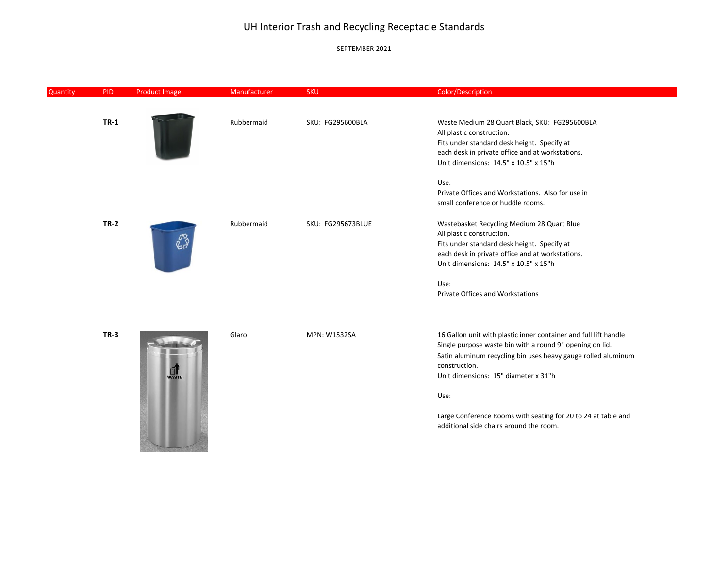# UH Interior Trash and Recycling Receptacle Standards

SEPTEMBER 2021

| Quantity | PID | Product Image | Manufacturer | SKU | Color/Description |
|---|---|---|---|---|---|
| | **TR-1** | | Rubbermaid | SKU: FG295600BLA | Waste Medium 28 Quart Black, SKU: FG295600BLA<br>All plastic construction.<br>Fits under standard desk height. Specify at each desk in private office and at workstations.<br>Unit dimensions: 14.5" x 10.5" x 15"h<br><br>Use:<br>Private Offices and Workstations. Also for use in small conference or huddle rooms. |
| | **TR-2** | | Rubbermaid | SKU: FG295673BLUE | Wastebasket Recycling Medium 28 Quart Blue<br>All plastic construction.<br>Fits under standard desk height. Specify at each desk in private office and at workstations.<br>Unit dimensions: 14.5" x 10.5" x 15"h<br><br>Use:<br>Private Offices and Workstations |
| | **TR-3** | | Glaro | MPN: W1532SA | 16 Gallon unit with plastic inner container and full lift handle<br>Single purpose waste bin with a round 9" opening on lid.<br>Satin aluminum recycling bin uses heavy gauge rolled aluminum construction.<br>Unit dimensions: 15" diameter x 31"h<br><br>Use:<br><br>Large Conference Rooms with seating for 20 to 24 at table and additional side chairs around the room. |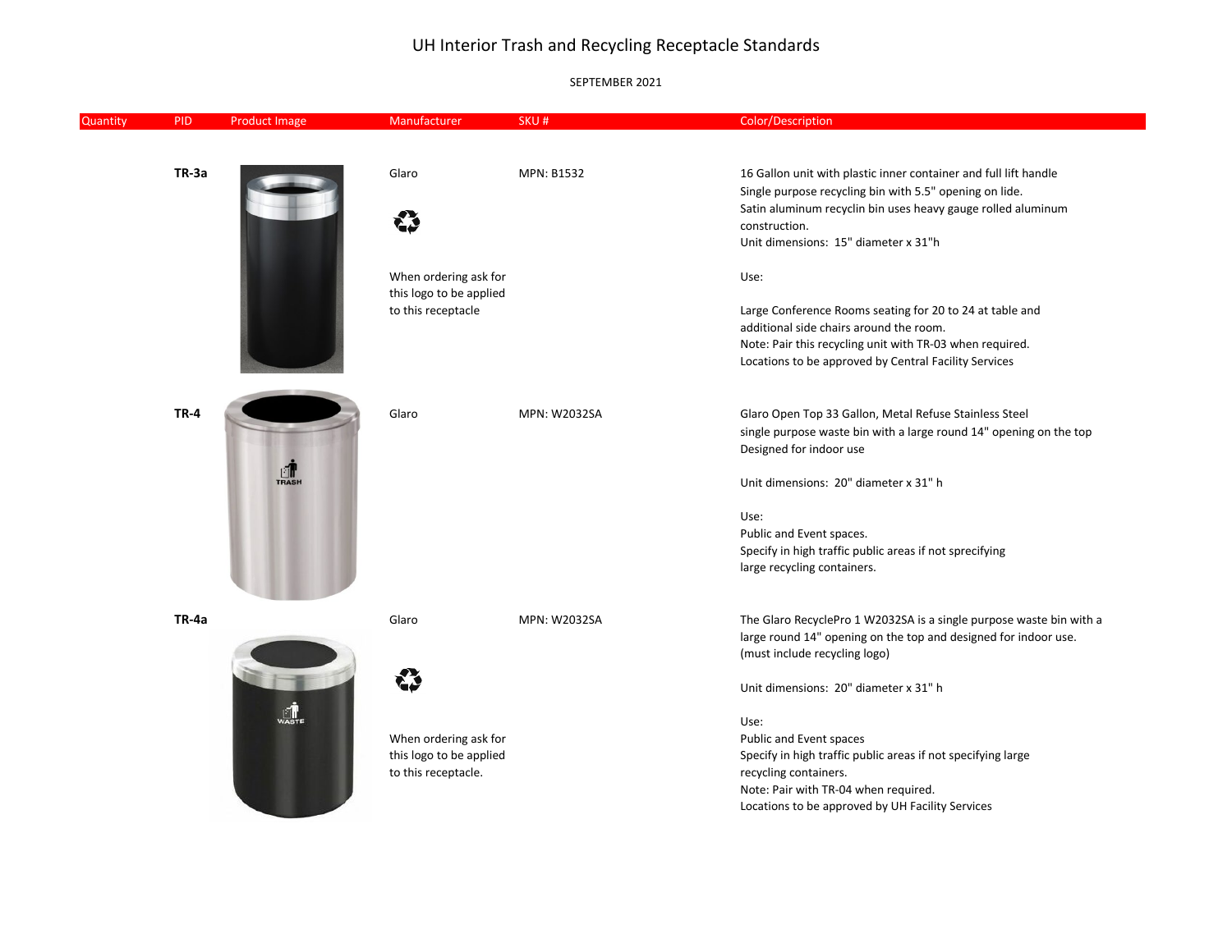# UH Interior Trash and Recycling Receptacle Standards

SEPTEMBER 2021

| Quantity | PID | Product Image | Manufacturer | SKU # | Color/Description |
|---|---|---|---|---|---|
| | **TR-3a** | | Glaro<br><br>When ordering ask for this logo to be applied to this receptacle | MPN: B1532 | 16 Gallon unit with plastic inner container and full lift handle<br>Single purpose recycling bin with 5.5" opening on lide.<br>Satin aluminum recyclin bin uses heavy gauge rolled aluminum construction.<br>Unit dimensions: 15" diameter x 31"h<br><br>Use:<br><br>Large Conference Rooms seating for 20 to 24 at table and additional side chairs around the room.<br>Note: Pair this recycling unit with TR-03 when required.<br>Locations to be approved by Central Facility Services |
| | **TR-4** | | Glaro | MPN: W2032SA | Glaro Open Top 33 Gallon, Metal Refuse Stainless Steel single purpose waste bin with a large round 14" opening on the top<br>Designed for indoor use<br><br>Unit dimensions: 20" diameter x 31" h<br><br>Use:<br>Public and Event spaces.<br>Specify in high traffic public areas if not specifying large recycling containers. |
| | **TR-4a** | | Glaro<br><br>When ordering ask for this logo to be applied to this receptacle. | MPN: W2032SA | The Glaro RecyclePro 1 W2032SA is a single purpose waste bin with a large round 14" opening on the top and designed for indoor use.<br>(must include recycling logo)<br><br>Unit dimensions: 20" diameter x 31" h<br><br>Use:<br>Public and Event spaces<br>Specify in high traffic public areas if not specifying large recycling containers.<br>Note: Pair with TR-04 when required.<br>Locations to be approved by UH Facility Services |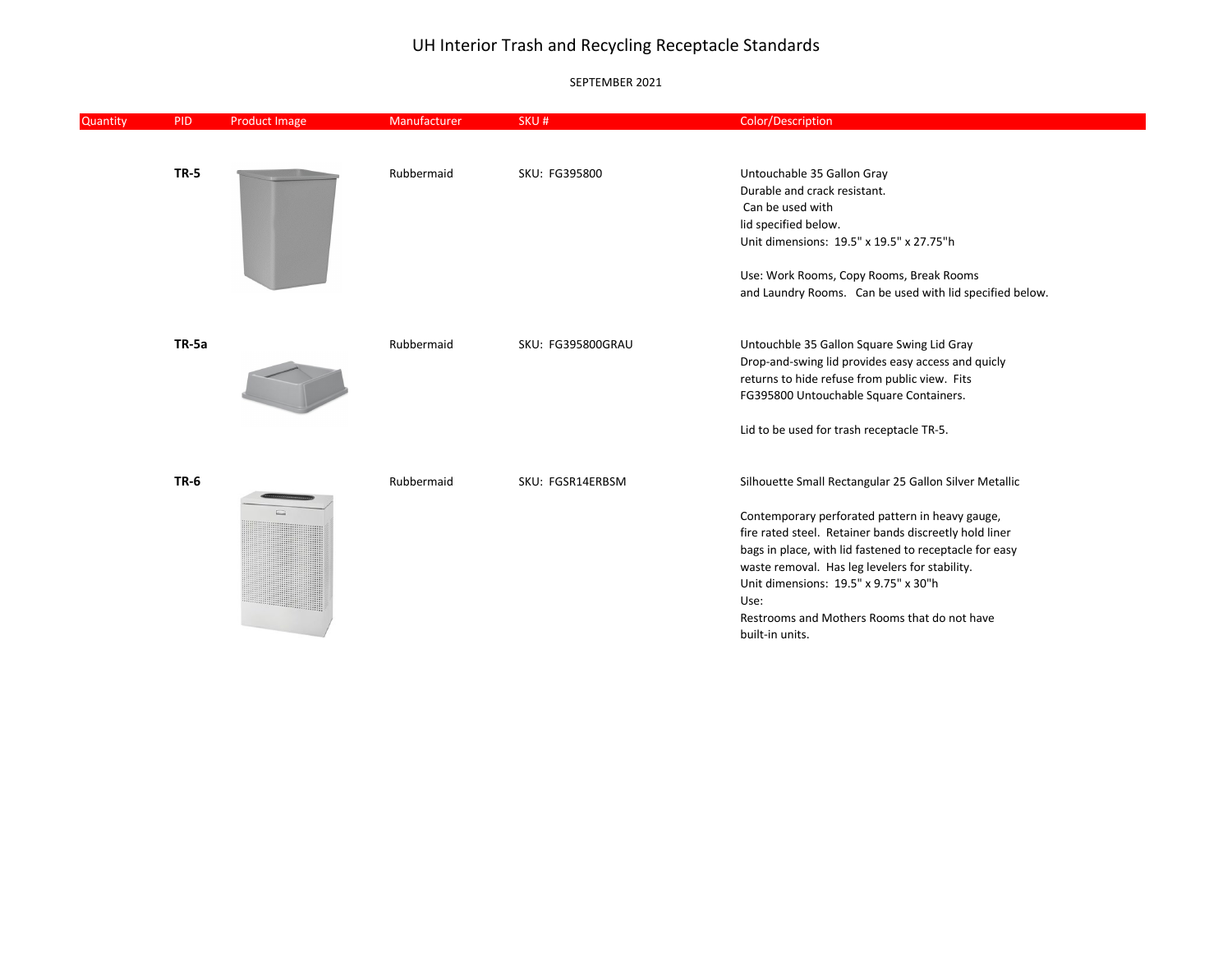# UH Interior Trash and Recycling Receptacle Standards

SEPTEMBER 2021

| Quantity | PID | Product Image | Manufacturer | SKU # | Color/Description |
|---|---|---|---|---|---|
| | **TR-5** | | Rubbermaid | SKU: FG395800 | Untouchable 35 Gallon Gray<br>Durable and crack resistant.<br>Can be used with<br>lid specified below.<br>Unit dimensions: 19.5" x 19.5" x 27.75"h<br><br>Use: Work Rooms, Copy Rooms, Break Rooms<br>and Laundry Rooms. Can be used with lid specified below. |
| | **TR-5a** | | Rubbermaid | SKU: FG395800GRAU | Untouchble 35 Gallon Square Swing Lid Gray<br>Drop-and-swing lid provides easy access and quicly<br>returns to hide refuse from public view. Fits<br>FG395800 Untouchable Square Containers.<br><br>Lid to be used for trash receptacle TR-5. |
| | **TR-6** | | Rubbermaid | SKU: FGSR14ERBSM | Silhouette Small Rectangular 25 Gallon Silver Metallic<br><br>Contemporary perforated pattern in heavy gauge,<br>fire rated steel. Retainer bands discreetly hold liner<br>bags in place, with lid fastened to receptacle for easy<br>waste removal. Has leg levelers for stability.<br>Unit dimensions: 19.5" x 9.75" x 30"h<br>Use:<br>Restrooms and Mothers Rooms that do not have<br>built-in units. |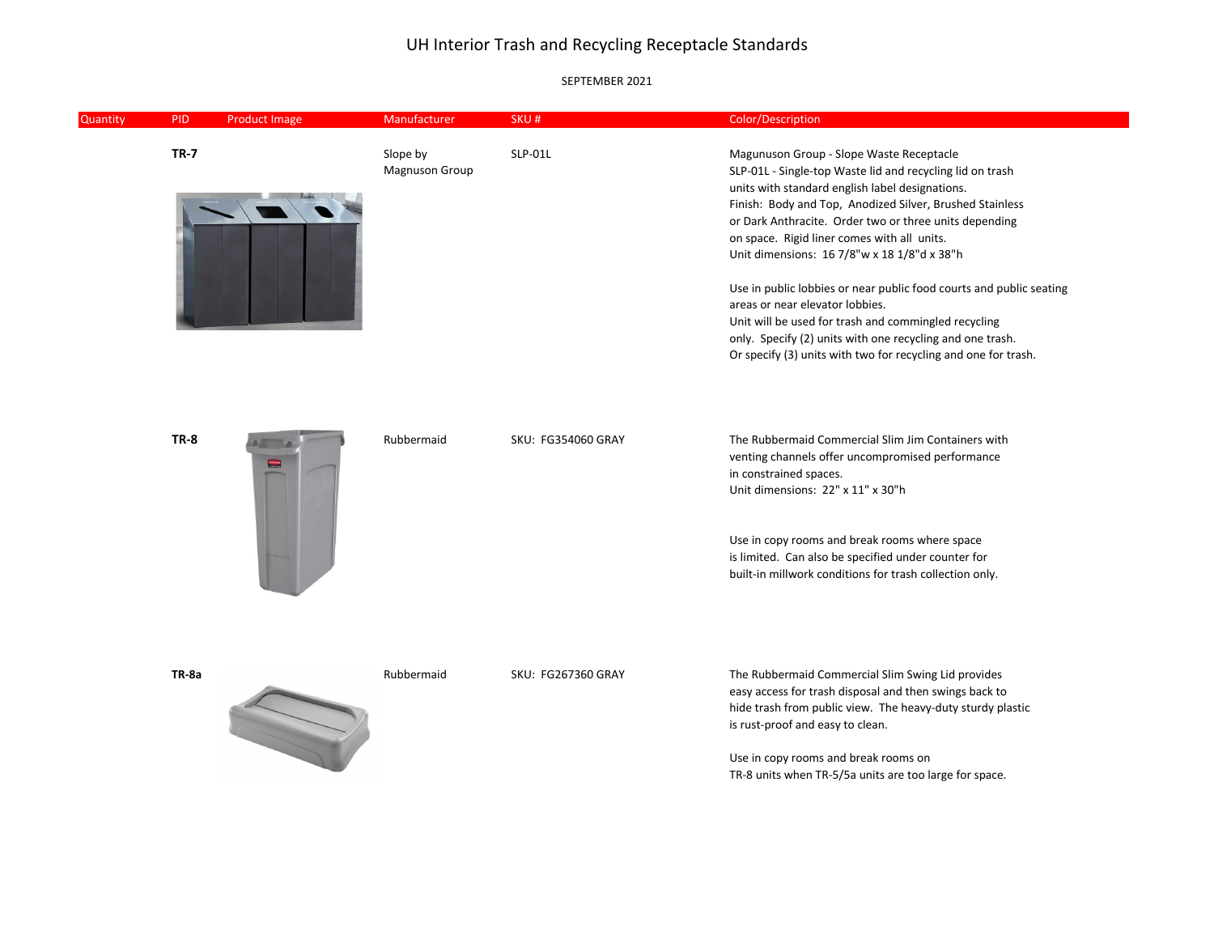# UH Interior Trash and Recycling Receptacle Standards

SEPTEMBER 2021

| Quantity | PID | Product Image | Manufacturer | SKU # | Color/Description |
|---|---|---|---|---|---|
| | **TR-7** | | Slope by Magnuson Group | SLP-01L | Magunuson Group - Slope Waste Receptacle<br>SLP-01L - Single-top Waste lid and recycling lid on trash units with standard english label designations.<br>Finish: Body and Top, Anodized Silver, Brushed Stainless or Dark Anthracite. Order two or three units depending on space. Rigid liner comes with all units.<br>Unit dimensions: 16 7/8"w x 18 1/8"d x 38"h<br><br>Use in public lobbies or near public food courts and public seating areas or near elevator lobbies.<br>Unit will be used for trash and commingled recycling only. Specify (2) units with one recycling and one trash.<br>Or specify (3) units with two for recycling and one for trash. |
| | **TR-8** | | Rubbermaid | SKU: FG354060 GRAY | The Rubbermaid Commercial Slim Jim Containers with venting channels offer uncompromised performance in constrained spaces.<br>Unit dimensions: 22" x 11" x 30"h<br><br>Use in copy rooms and break rooms where space is limited. Can also be specified under counter for built-in millwork conditions for trash collection only. |
| | **TR-8a** | | Rubbermaid | SKU: FG267360 GRAY | The Rubbermaid Commercial Slim Swing Lid provides easy access for trash disposal and then swings back to hide trash from public view. The heavy-duty sturdy plastic is rust-proof and easy to clean.<br><br>Use in copy rooms and break rooms on TR-8 units when TR-5/5a units are too large for space. |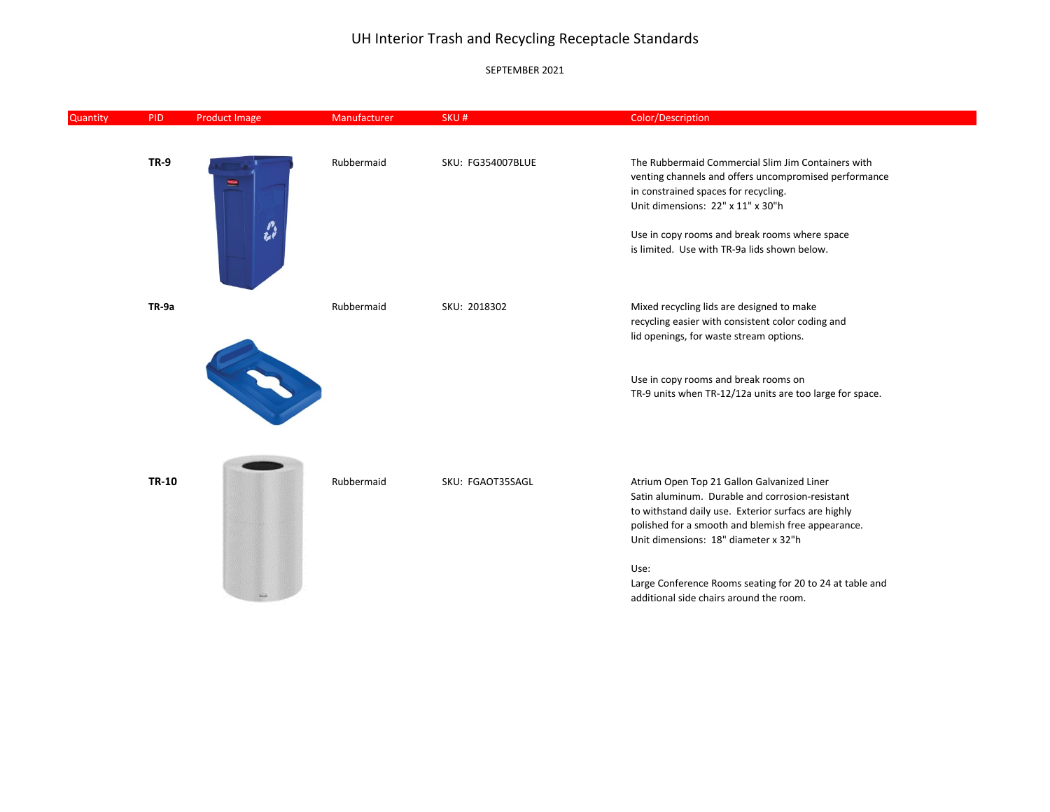# UH Interior Trash and Recycling Receptacle Standards

SEPTEMBER 2021

| Quantity | PID | Product Image | Manufacturer | SKU # | Color/Description |
|---|---|---|---|---|---|
| | **TR-9** | | Rubbermaid | SKU: FG354007BLUE | The Rubbermaid Commercial Slim Jim Containers with venting channels and offers uncompromised performance in constrained spaces for recycling.<br>Unit dimensions: 22" x 11" x 30"h<br><br>Use in copy rooms and break rooms where space is limited. Use with TR-9a lids shown below. |
| | **TR-9a** | | Rubbermaid | SKU: 2018302 | Mixed recycling lids are designed to make recycling easier with consistent color coding and lid openings, for waste stream options.<br><br>Use in copy rooms and break rooms on TR-9 units when TR-12/12a units are too large for space. |
| | **TR-10** | | Rubbermaid | SKU: FGAOT35SAGL | Atrium Open Top 21 Gallon Galvanized Liner Satin aluminum. Durable and corrosion-resistant to withstand daily use. Exterior surfaces are highly polished for a smooth and blemish free appearance.<br>Unit dimensions: 18" diameter x 32"h<br><br>Use:<br>Large Conference Rooms seating for 20 to 24 at table and additional side chairs around the room. |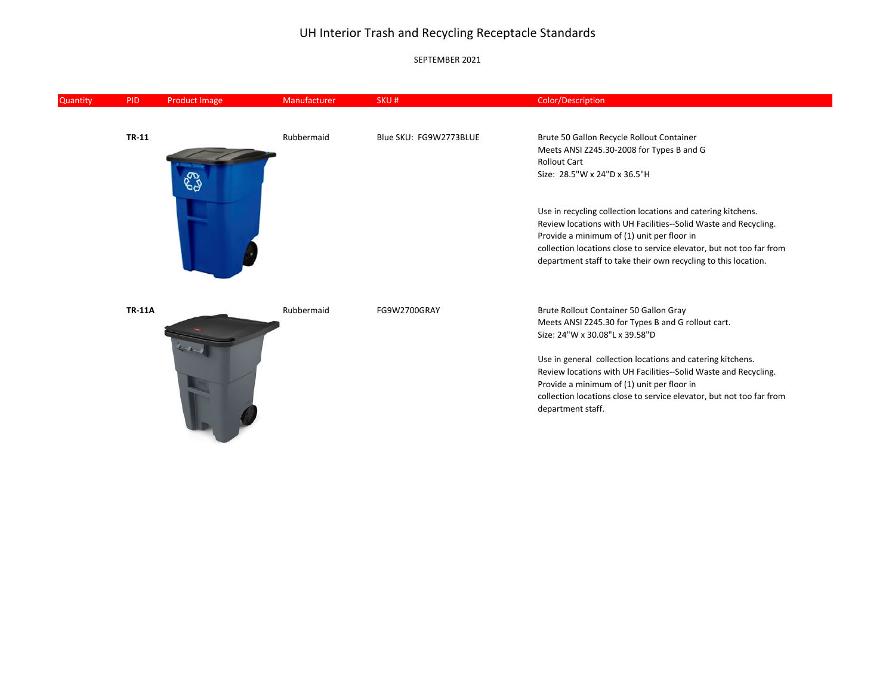# UH Interior Trash and Recycling Receptacle Standards

SEPTEMBER 2021

| Quantity | PID | Product Image | Manufacturer | SKU # | Color/Description |
|---|---|---|---|---|---|
| | **TR-11** | | Rubbermaid | Blue SKU: FG9W2773BLUE | Brute 50 Gallon Recycle Rollout Container<br>Meets ANSI Z245.30-2008 for Types B and G<br>Rollout Cart<br>Size: 28.5"W x 24"D x 36.5"H<br><br>Use in recycling collection locations and catering kitchens.<br>Review locations with UH Facilities--Solid Waste and Recycling.<br>Provide a minimum of (1) unit per floor in<br>collection locations close to service elevator, but not too far from<br>department staff to take their own recycling to this location. |
| | **TR-11A** | | Rubbermaid | FG9W2700GRAY | Brute Rollout Container 50 Gallon Gray<br>Meets ANSI Z245.30 for Types B and G rollout cart.<br>Size: 24"W x 30.08"L x 39.58"D<br><br>Use in general collection locations and catering kitchens.<br>Review locations with UH Facilities--Solid Waste and Recycling.<br>Provide a minimum of (1) unit per floor in<br>collection locations close to service elevator, but not too far from<br>department staff. |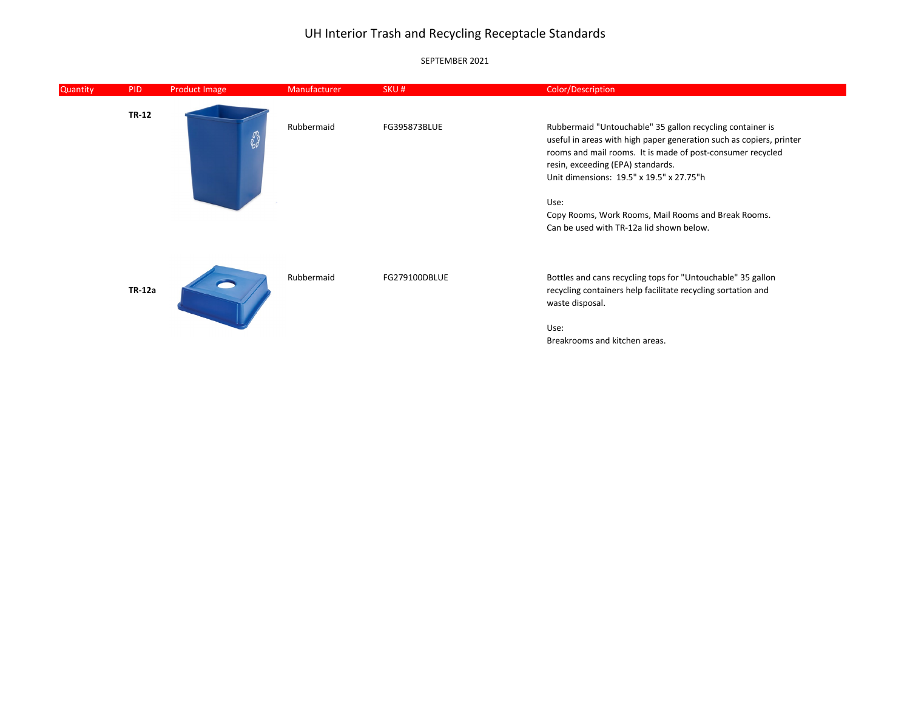# UH Interior Trash and Recycling Receptacle Standards

SEPTEMBER 2021

| Quantity | PID | Product Image | Manufacturer | SKU # | Color/Description |
|---|---|---|---|---|---|
| | **TR-12** | | Rubbermaid | FG395873BLUE | Rubbermaid "Untouchable" 35 gallon recycling container is useful in areas with high paper generation such as copiers, printer rooms and mail rooms. It is made of post-consumer recycled resin, exceeding (EPA) standards.<br>Unit dimensions: 19.5" x 19.5" x 27.75"h<br><br>Use:<br>Copy Rooms, Work Rooms, Mail Rooms and Break Rooms.<br>Can be used with TR-12a lid shown below. |
| | **TR-12a** | | Rubbermaid | FG279100DBLUE | Bottles and cans recycling tops for "Untouchable" 35 gallon recycling containers help facilitate recycling sortation and waste disposal.<br><br>Use:<br>Breakrooms and kitchen areas. |